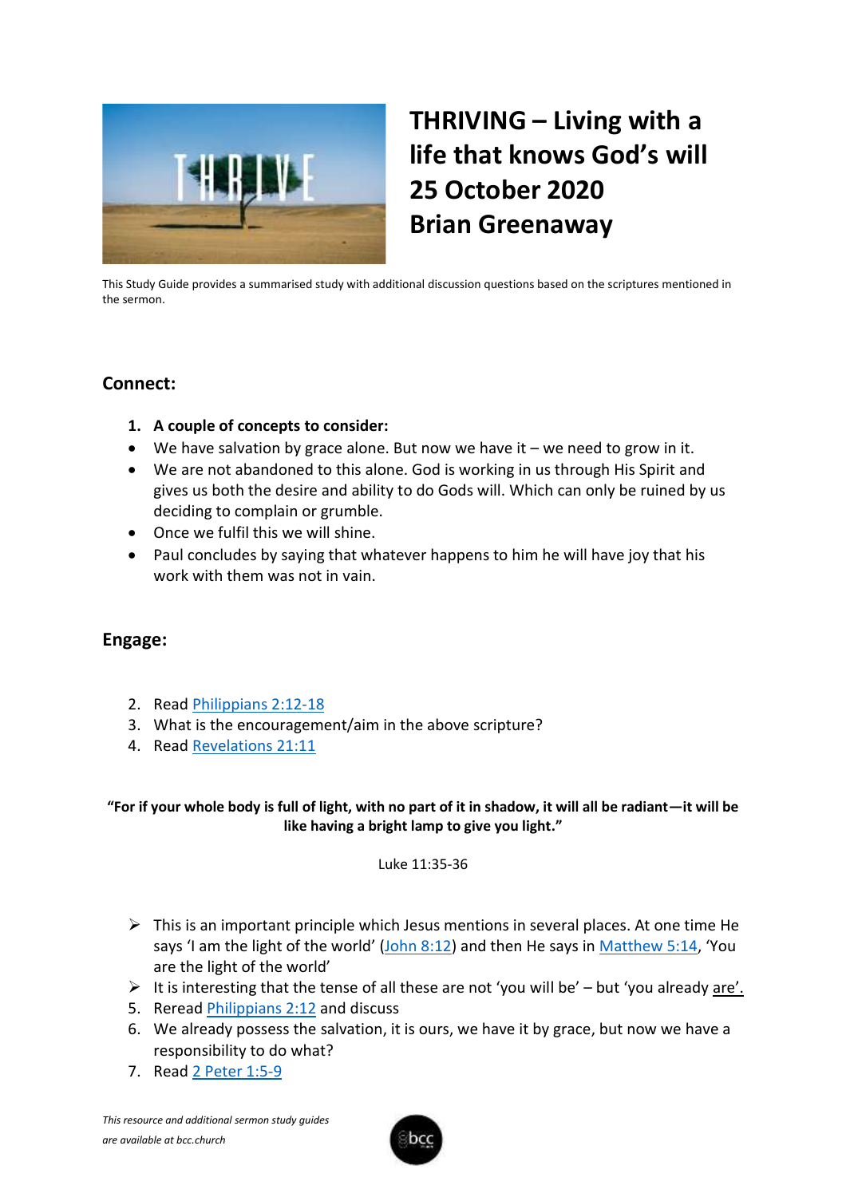# THRIVING – Living with a life that knows God's will
# 25 October 2020
# Brian Greenaway

This Study Guide provides a summarised study with additional discussion questions based on the scriptures mentioned in the sermon.

## Connect:

1. **A couple of concepts to consider:**
- We have salvation by grace alone. But now we have it – we need to grow in it.
- We are not abandoned to this alone. God is working in us through His Spirit and gives us both the desire and ability to do Gods will. Which can only be ruined by us deciding to complain or grumble.
- Once we fulfil this we will shine.
- Paul concludes by saying that whatever happens to him he will have joy that his work with them was not in vain.

## Engage:

2. Read Philippians 2:12-18
3. What is the encouragement/aim in the above scripture?
4. Read Revelations 21:11

**"For if your whole body is full of light, with no part of it in shadow, it will all be radiant—it will be like having a bright lamp to give you light."**

Luke 11:35-36

- This is an important principle which Jesus mentions in several places. At one time He says 'I am the light of the world' (John 8:12) and then He says in Matthew 5:14, 'You are the light of the world'
- It is interesting that the tense of all these are not 'you will be' – but 'you already are'.

5. Reread Philippians 2:12 and discuss
6. We already possess the salvation, it is ours, we have it by grace, but now we have a responsibility to do what?
7. Read 2 Peter 1:5-9

*This resource and additional sermon study guides are available at bcc.church*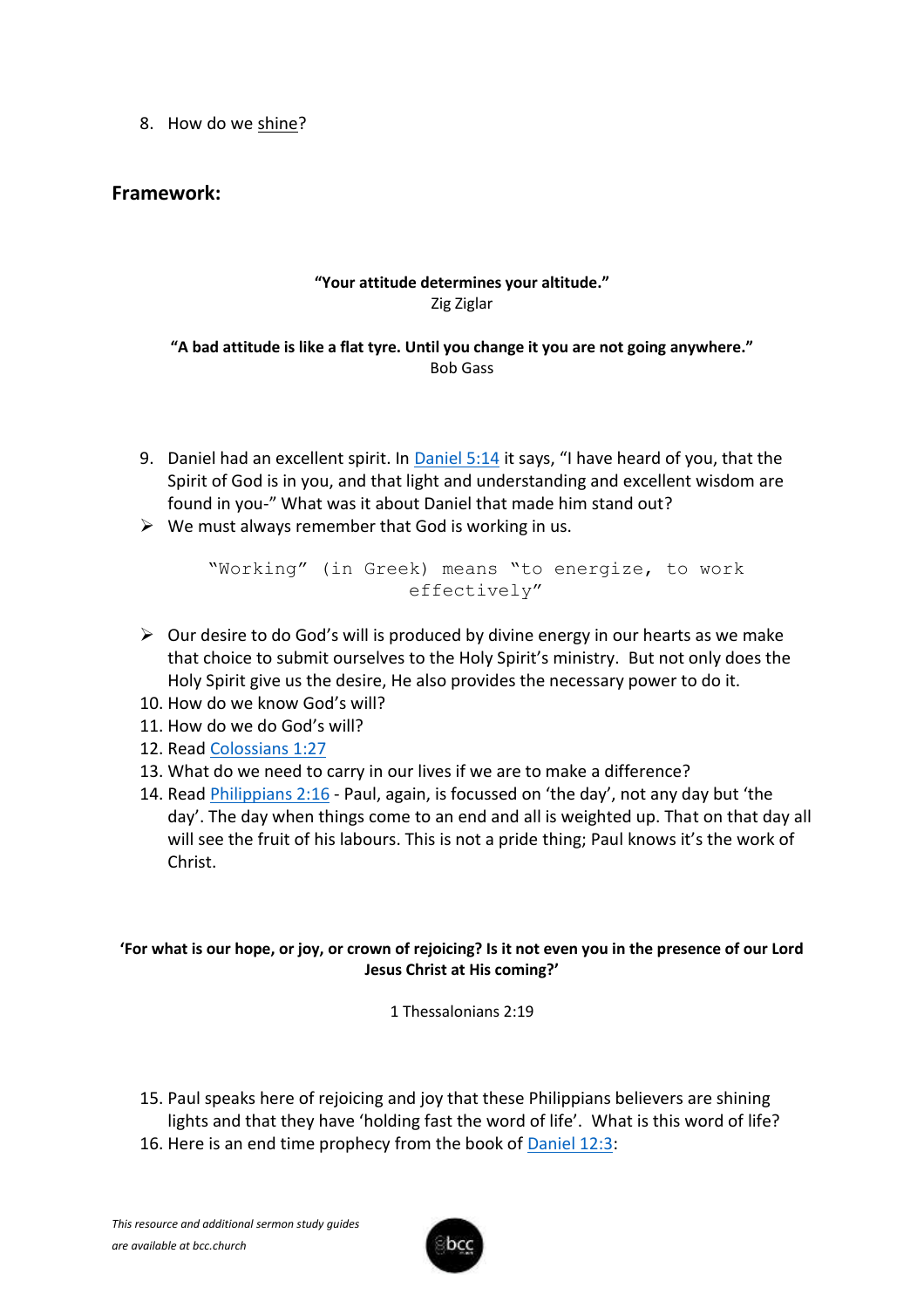8. How do we shine?

## Framework:

**"Your attitude determines your altitude."**
Zig Ziglar

**"A bad attitude is like a flat tyre. Until you change it you are not going anywhere."**
Bob Gass

9. Daniel had an excellent spirit. In Daniel 5:14 it says, "I have heard of you, that the Spirit of God is in you, and that light and understanding and excellent wisdom are found in you-" What was it about Daniel that made him stand out?

- We must always remember that God is working in us.

```
"Working" (in Greek) means "to energize, to work
effectively"
```

- Our desire to do God's will is produced by divine energy in our hearts as we make that choice to submit ourselves to the Holy Spirit's ministry. But not only does the Holy Spirit give us the desire, He also provides the necessary power to do it.

10. How do we know God's will?
11. How do we do God's will?
12. Read Colossians 1:27
13. What do we need to carry in our lives if we are to make a difference?
14. Read Philippians 2:16 - Paul, again, is focussed on 'the day', not any day but 'the day'. The day when things come to an end and all is weighted up. That on that day all will see the fruit of his labours. This is not a pride thing; Paul knows it's the work of Christ.

**'For what is our hope, or joy, or crown of rejoicing? Is it not even you in the presence of our Lord Jesus Christ at His coming?'**

1 Thessalonians 2:19

15. Paul speaks here of rejoicing and joy that these Philippians believers are shining lights and that they have 'holding fast the word of life'. What is this word of life?
16. Here is an end time prophecy from the book of Daniel 12:3: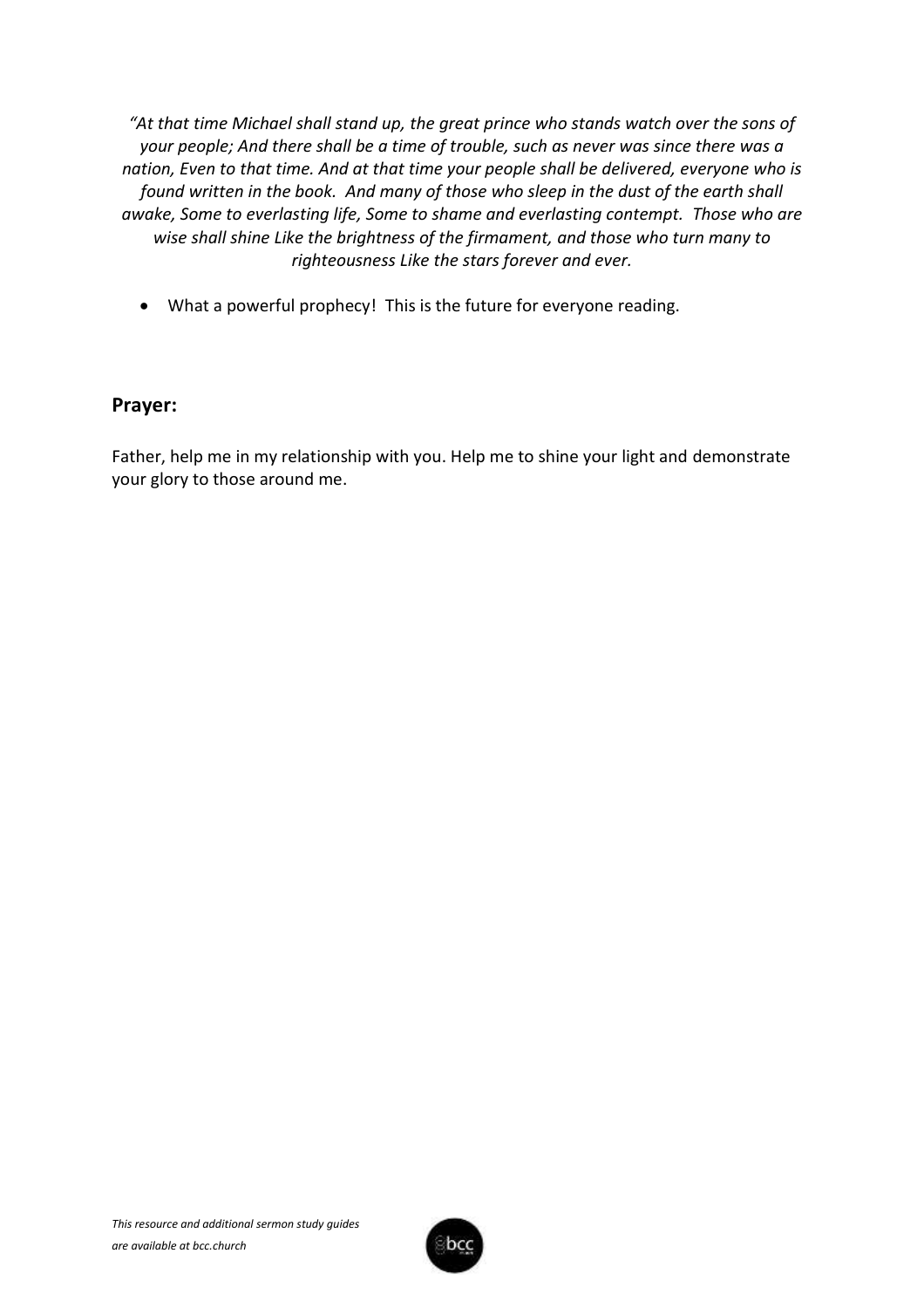*"At that time Michael shall stand up, the great prince who stands watch over the sons of your people; And there shall be a time of trouble, such as never was since there was a nation, Even to that time. And at that time your people shall be delivered, everyone who is found written in the book. And many of those who sleep in the dust of the earth shall awake, Some to everlasting life, Some to shame and everlasting contempt. Those who are wise shall shine Like the brightness of the firmament, and those who turn many to righteousness Like the stars forever and ever.*

- What a powerful prophecy! This is the future for everyone reading.

## Prayer:

Father, help me in my relationship with you. Help me to shine your light and demonstrate your glory to those around me.

*This resource and additional sermon study guides are available at bcc.church*